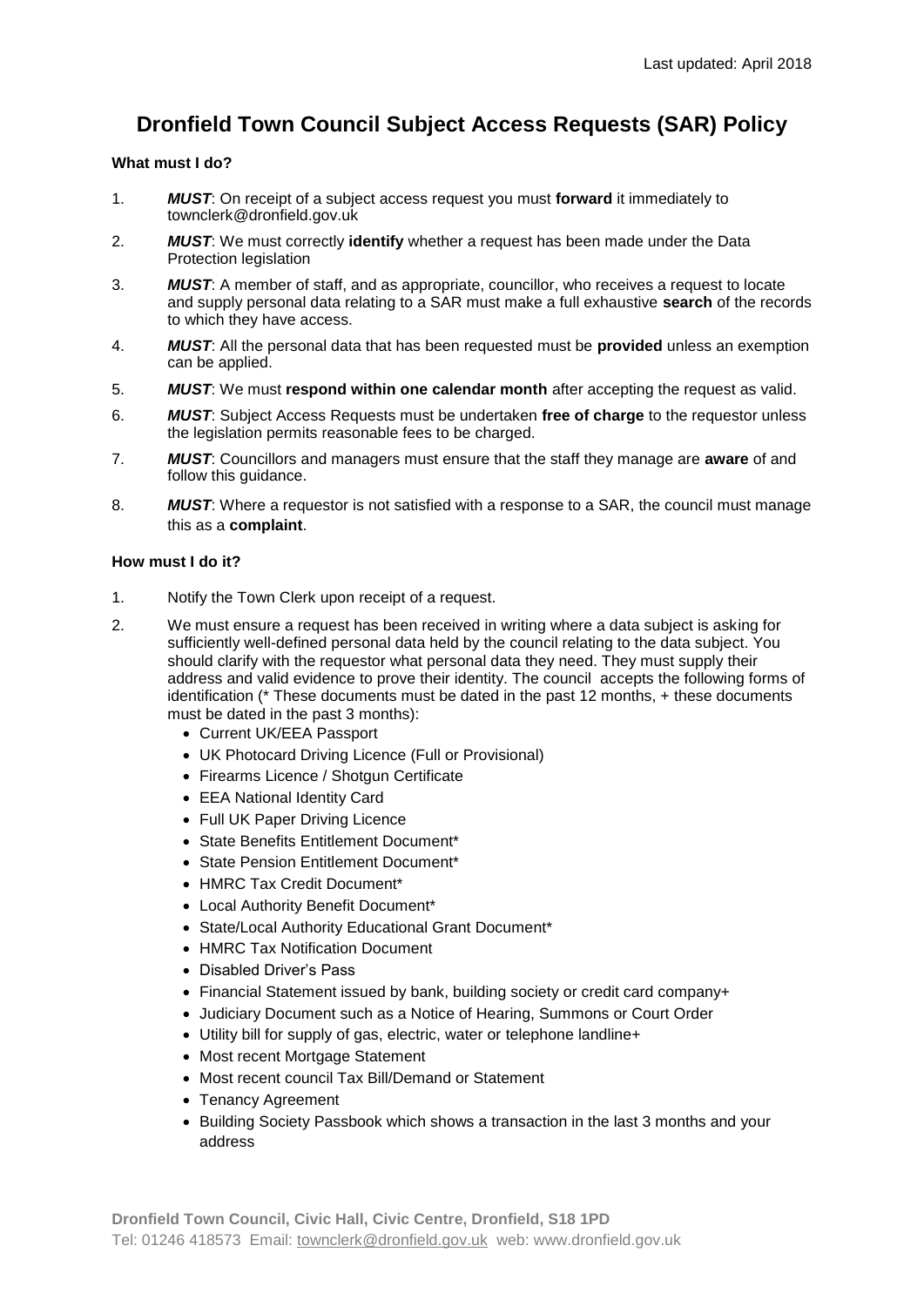Last updated: April 2018

# Dronfield Town Council Subject Access Requests (SAR) Policy

**What must I do?**

1. ***MUST***: On receipt of a subject access request you must **forward** it immediately to townclerk@dronfield.gov.uk
2. ***MUST***: We must correctly **identify** whether a request has been made under the Data Protection legislation
3. ***MUST***: A member of staff, and as appropriate, councillor, who receives a request to locate and supply personal data relating to a SAR must make a full exhaustive **search** of the records to which they have access.
4. ***MUST***: All the personal data that has been requested must be **provided** unless an exemption can be applied.
5. ***MUST***: We must **respond within one calendar month** after accepting the request as valid.
6. ***MUST***: Subject Access Requests must be undertaken **free of charge** to the requestor unless the legislation permits reasonable fees to be charged.
7. ***MUST***: Councillors and managers must ensure that the staff they manage are **aware** of and follow this guidance.
8. ***MUST***: Where a requestor is not satisfied with a response to a SAR, the council must manage this as a **complaint**.

**How must I do it?**

1. Notify the Town Clerk upon receipt of a request.
2. We must ensure a request has been received in writing where a data subject is asking for sufficiently well-defined personal data held by the council relating to the data subject. You should clarify with the requestor what personal data they need. They must supply their address and valid evidence to prove their identity. The council accepts the following forms of identification (* These documents must be dated in the past 12 months, + these documents must be dated in the past 3 months):
   - Current UK/EEA Passport
   - UK Photocard Driving Licence (Full or Provisional)
   - Firearms Licence / Shotgun Certificate
   - EEA National Identity Card
   - Full UK Paper Driving Licence
   - State Benefits Entitlement Document*
   - State Pension Entitlement Document*
   - HMRC Tax Credit Document*
   - Local Authority Benefit Document*
   - State/Local Authority Educational Grant Document*
   - HMRC Tax Notification Document
   - Disabled Driver's Pass
   - Financial Statement issued by bank, building society or credit card company+
   - Judiciary Document such as a Notice of Hearing, Summons or Court Order
   - Utility bill for supply of gas, electric, water or telephone landline+
   - Most recent Mortgage Statement
   - Most recent council Tax Bill/Demand or Statement
   - Tenancy Agreement
   - Building Society Passbook which shows a transaction in the last 3 months and your address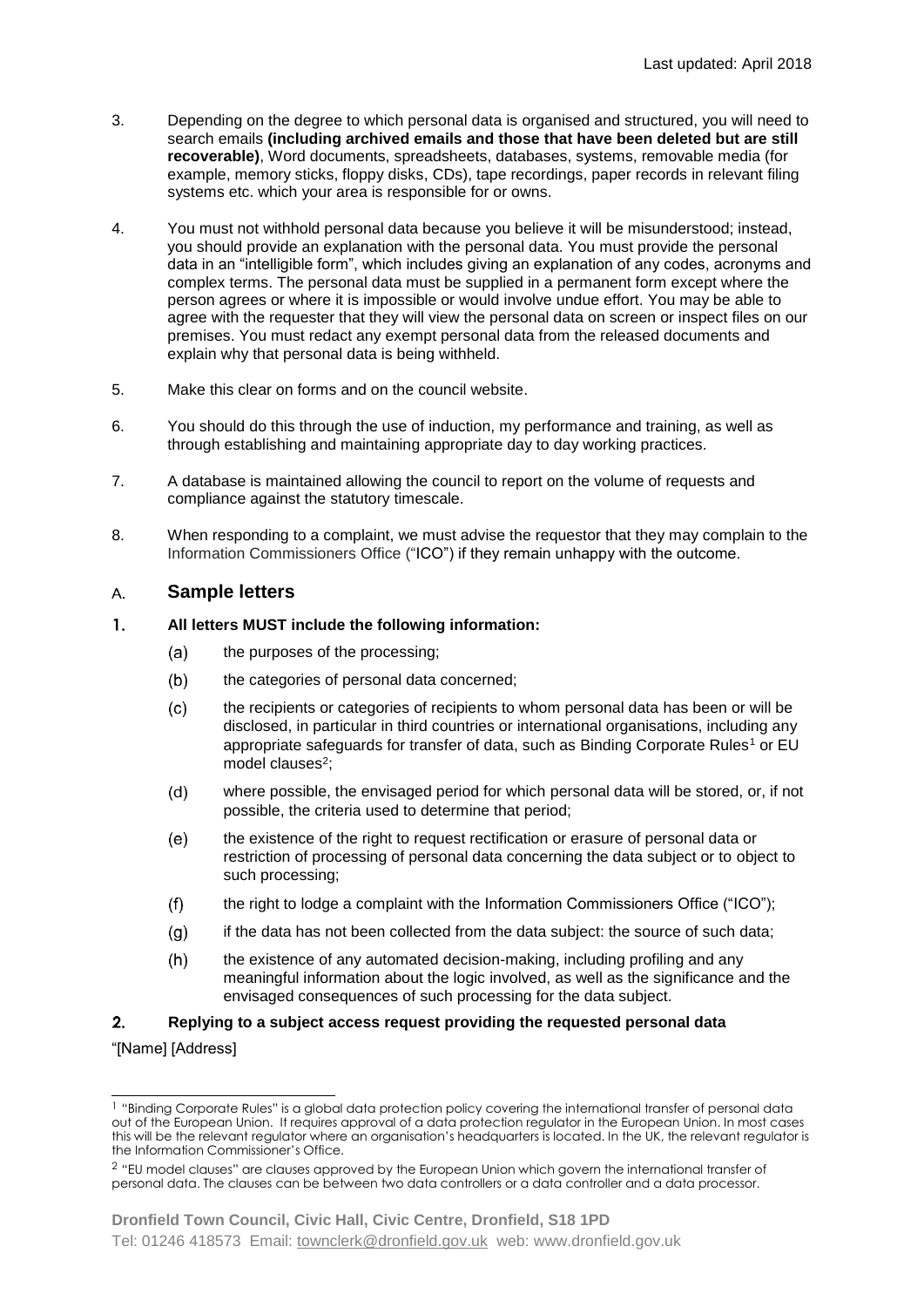3. Depending on the degree to which personal data is organised and structured, you will need to search emails **(including archived emails and those that have been deleted but are still recoverable)**, Word documents, spreadsheets, databases, systems, removable media (for example, memory sticks, floppy disks, CDs), tape recordings, paper records in relevant filing systems etc. which your area is responsible for or owns.

4. You must not withhold personal data because you believe it will be misunderstood; instead, you should provide an explanation with the personal data. You must provide the personal data in an "intelligible form", which includes giving an explanation of any codes, acronyms and complex terms. The personal data must be supplied in a permanent form except where the person agrees or where it is impossible or would involve undue effort. You may be able to agree with the requester that they will view the personal data on screen or inspect files on our premises. You must redact any exempt personal data from the released documents and explain why that personal data is being withheld.

5. Make this clear on forms and on the council website.

6. You should do this through the use of induction, my performance and training, as well as through establishing and maintaining appropriate day to day working practices.

7. A database is maintained allowing the council to report on the volume of requests and compliance against the statutory timescale.

8. When responding to a complaint, we must advise the requestor that they may complain to the Information Commissioners Office ("ICO") if they remain unhappy with the outcome.

## A. Sample letters

### 1. All letters MUST include the following information:

(a) the purposes of the processing;

(b) the categories of personal data concerned;

(c) the recipients or categories of recipients to whom personal data has been or will be disclosed, in particular in third countries or international organisations, including any appropriate safeguards for transfer of data, such as Binding Corporate Rules[1] or EU model clauses[2];

(d) where possible, the envisaged period for which personal data will be stored, or, if not possible, the criteria used to determine that period;

(e) the existence of the right to request rectification or erasure of personal data or restriction of processing of personal data concerning the data subject or to object to such processing;

(f) the right to lodge a complaint with the Information Commissioners Office ("ICO");

(g) if the data has not been collected from the data subject: the source of such data;

(h) the existence of any automated decision-making, including profiling and any meaningful information about the logic involved, as well as the significance and the envisaged consequences of such processing for the data subject.

### 2. Replying to a subject access request providing the requested personal data

"[Name] [Address]

---

[1] "Binding Corporate Rules" is a global data protection policy covering the international transfer of personal data out of the European Union. It requires approval of a data protection regulator in the European Union. In most cases this will be the relevant regulator where an organisation's headquarters is located. In the UK, the relevant regulator is the Information Commissioner's Office.

[2] "EU model clauses" are clauses approved by the European Union which govern the international transfer of personal data. The clauses can be between two data controllers or a data controller and a data processor.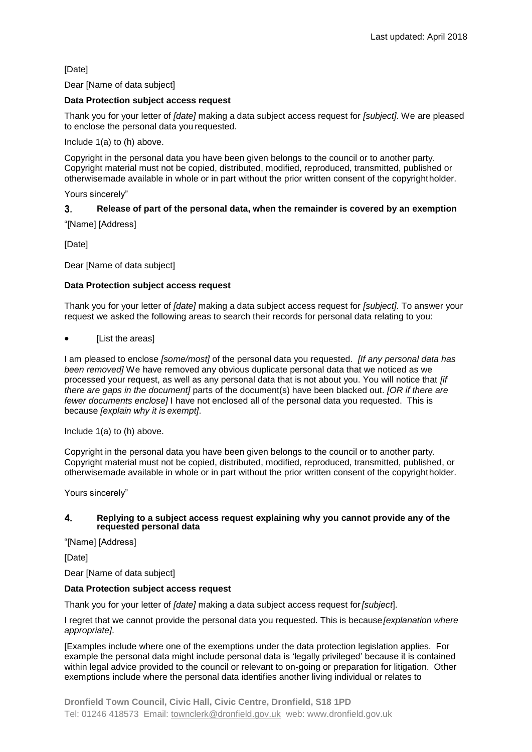[Date]

Dear [Name of data subject]

**Data Protection subject access request**

Thank you for your letter of *[date]* making a data subject access request for *[subject]*. We are pleased to enclose the personal data you requested.

Include 1(a) to (h) above.

Copyright in the personal data you have been given belongs to the council or to another party. Copyright material must not be copied, distributed, modified, reproduced, transmitted, published or otherwise made available in whole or in part without the prior written consent of the copyright holder.

Yours sincerely"

### 3. Release of part of the personal data, when the remainder is covered by an exemption

"[Name] [Address]

[Date]

Dear [Name of data subject]

**Data Protection subject access request**

Thank you for your letter of *[date]* making a data subject access request for *[subject]*. To answer your request we asked the following areas to search their records for personal data relating to you:

- [List the areas]

I am pleased to enclose *[some/most]* of the personal data you requested. *[If any personal data has been removed]* We have removed any obvious duplicate personal data that we noticed as we processed your request, as well as any personal data that is not about you. You will notice that *[if there are gaps in the document]* parts of the document(s) have been blacked out. *[OR if there are fewer documents enclose]* I have not enclosed all of the personal data you requested. This is because *[explain why it is exempt]*.

Include 1(a) to (h) above.

Copyright in the personal data you have been given belongs to the council or to another party. Copyright material must not be copied, distributed, modified, reproduced, transmitted, published, or otherwise made available in whole or in part without the prior written consent of the copyright holder.

Yours sincerely"

### 4. Replying to a subject access request explaining why you cannot provide any of the requested personal data

"[Name] [Address]

[Date]

Dear [Name of data subject]

**Data Protection subject access request**

Thank you for your letter of *[date]* making a data subject access request for *[subject*].

I regret that we cannot provide the personal data you requested. This is because *[explanation where appropriate]*.

[Examples include where one of the exemptions under the data protection legislation applies. For example the personal data might include personal data is 'legally privileged' because it is contained within legal advice provided to the council or relevant to on-going or preparation for litigation. Other exemptions include where the personal data identifies another living individual or relates to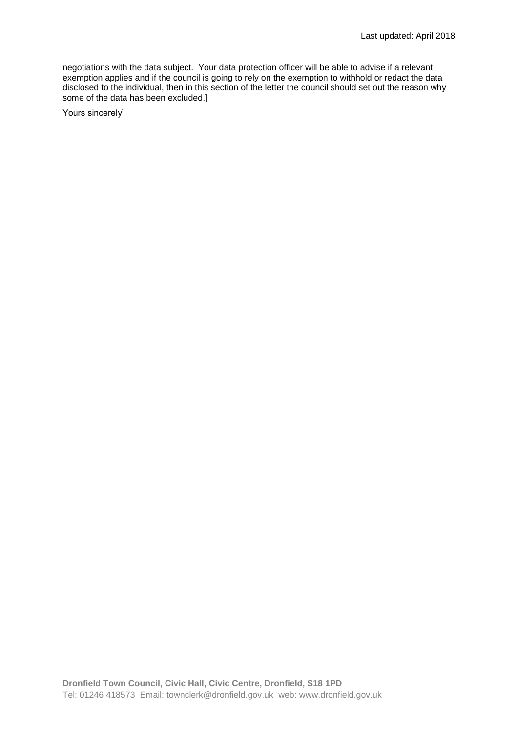negotiations with the data subject. Your data protection officer will be able to advise if a relevant exemption applies and if the council is going to rely on the exemption to withhold or redact the data disclosed to the individual, then in this section of the letter the council should set out the reason why some of the data has been excluded.]

Yours sincerely"